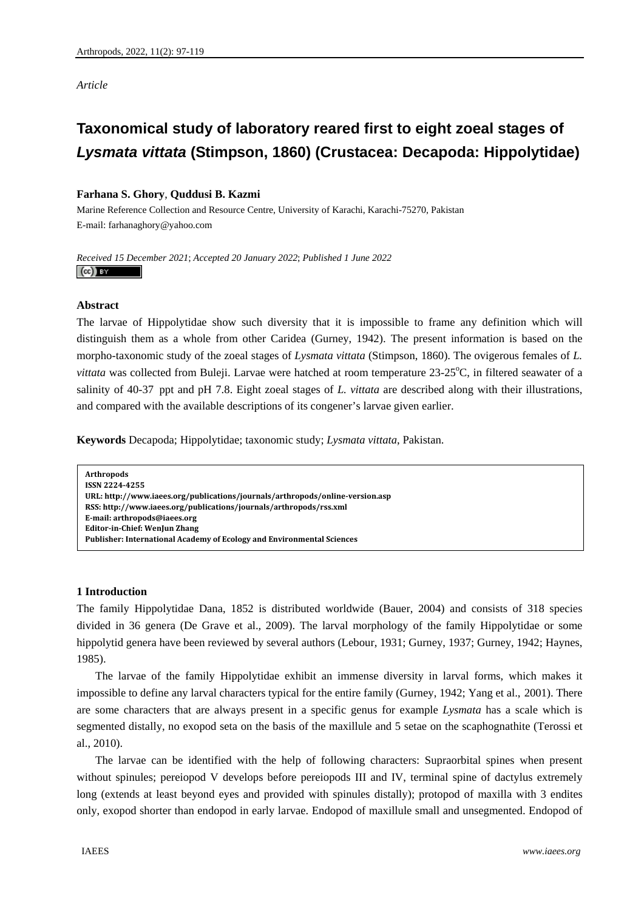*Article*

# Taxonomical study of laboratory reared first to eight zoeal stages of *Lysmata vittata* (Stimpson, 1860) (Crustacea: Decapoda: Hippolytidae)

**Farhana S. Ghory**, **Quddusi B. Kazmi**

Marine Reference Collection and Resource Centre, University of Karachi, Karachi-75270, Pakistan

E-mail: farhanaghory@yahoo.com

*Received 15 December 2021*; *Accepted 20 January 2022*; *Published 1 June 2022*

### Abstract

The larvae of Hippolytidae show such diversity that it is impossible to frame any definition which will distinguish them as a whole from other Caridea (Gurney, 1942). The present information is based on the morpho-taxonomic study of the zoeal stages of *Lysmata vittata* (Stimpson, 1860). The ovigerous females of *L. vittata* was collected from Buleji. Larvae were hatched at room temperature 23-25$^{o}$C, in filtered seawater of a salinity of 40-37 ppt and pH 7.8. Eight zoeal stages of *L. vittata* are described along with their illustrations, and compared with the available descriptions of its congener's larvae given earlier.

**Keywords** Decapoda; Hippolytidae; taxonomic study; *Lysmata vittata*, Pakistan.

**Arthropods**
**ISSN 2224-4255**
**URL: http://www.iaees.org/publications/journals/arthropods/online-version.asp**
**RSS: http://www.iaees.org/publications/journals/arthropods/rss.xml**
**E-mail: arthropods@iaees.org**
**Editor-in-Chief: WenJun Zhang**
**Publisher: International Academy of Ecology and Environmental Sciences**

## 1 Introduction

The family Hippolytidae Dana, 1852 is distributed worldwide (Bauer, 2004) and consists of 318 species divided in 36 genera (De Grave et al., 2009). The larval morphology of the family Hippolytidae or some hippolytid genera have been reviewed by several authors (Lebour, 1931; Gurney, 1937; Gurney, 1942; Haynes, 1985).

The larvae of the family Hippolytidae exhibit an immense diversity in larval forms, which makes it impossible to define any larval characters typical for the entire family (Gurney, 1942; Yang et al., 2001). There are some characters that are always present in a specific genus for example *Lysmata* has a scale which is segmented distally, no exopod seta on the basis of the maxillule and 5 setae on the scaphognathite (Terossi et al., 2010).

The larvae can be identified with the help of following characters: Supraorbital spines when present without spinules; pereiopod V develops before pereiopods III and IV, terminal spine of dactylus extremely long (extends at least beyond eyes and provided with spinules distally); protopod of maxilla with 3 endites only, exopod shorter than endopod in early larvae. Endopod of maxillule small and unsegmented. Endopod of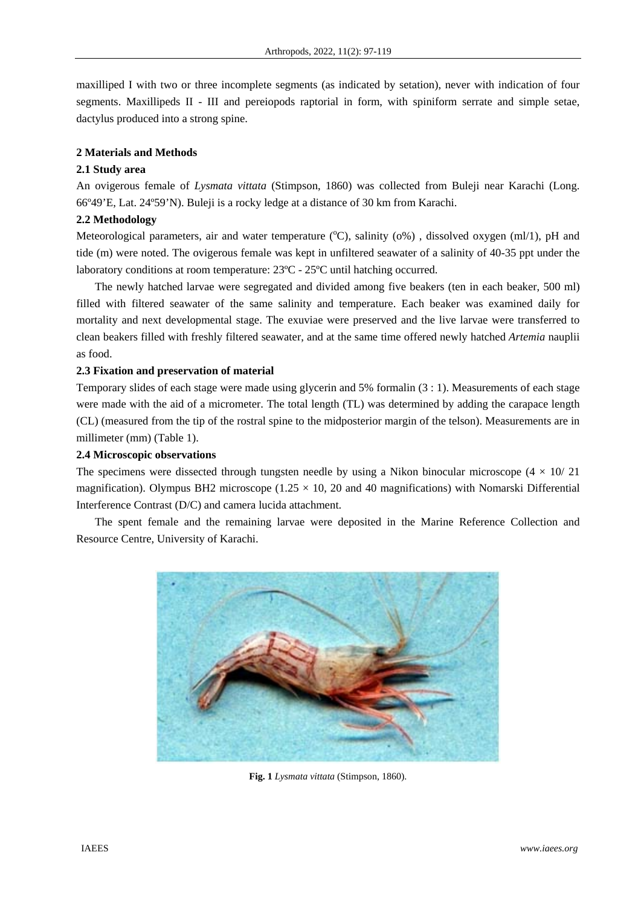maxilliped I with two or three incomplete segments (as indicated by setation), never with indication of four segments. Maxillipeds II - III and pereiopods raptorial in form, with spiniform serrate and simple setae, dactylus produced into a strong spine.

## 2 Materials and Methods

### 2.1 Study area

An ovigerous female of *Lysmata vittata* (Stimpson, 1860) was collected from Buleji near Karachi (Long. 66º49'E, Lat. 24º59'N). Buleji is a rocky ledge at a distance of 30 km from Karachi.

### 2.2 Methodology

Meteorological parameters, air and water temperature (ºC), salinity (o%) , dissolved oxygen (ml/1), pH and tide (m) were noted. The ovigerous female was kept in unfiltered seawater of a salinity of 40-35 ppt under the laboratory conditions at room temperature: 23ºC - 25ºC until hatching occurred.

The newly hatched larvae were segregated and divided among five beakers (ten in each beaker, 500 ml) filled with filtered seawater of the same salinity and temperature. Each beaker was examined daily for mortality and next developmental stage. The exuviae were preserved and the live larvae were transferred to clean beakers filled with freshly filtered seawater, and at the same time offered newly hatched *Artemia* nauplii as food.

### 2.3 Fixation and preservation of material

Temporary slides of each stage were made using glycerin and 5% formalin (3 : 1). Measurements of each stage were made with the aid of a micrometer. The total length (TL) was determined by adding the carapace length (CL) (measured from the tip of the rostral spine to the midposterior margin of the telson). Measurements are in millimeter (mm) (Table 1).

### 2.4 Microscopic observations

The specimens were dissected through tungsten needle by using a Nikon binocular microscope (4 × 10/ 21 magnification). Olympus BH2 microscope (1.25 × 10, 20 and 40 magnifications) with Nomarski Differential Interference Contrast (D/C) and camera lucida attachment.

The spent female and the remaining larvae were deposited in the Marine Reference Collection and Resource Centre, University of Karachi.

**Fig. 1** *Lysmata vittata* (Stimpson, 1860).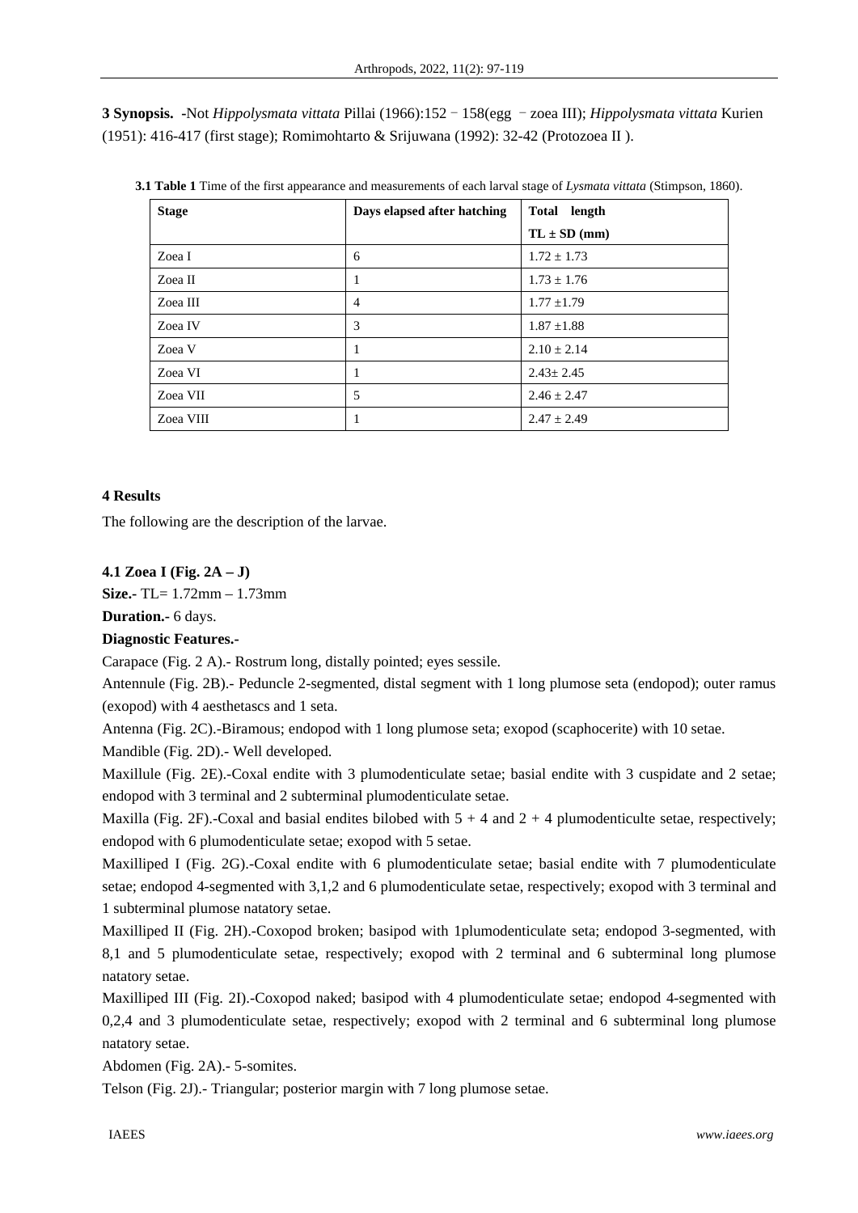**3 Synopsis.** -Not *Hippolysmata vittata* Pillai (1966):152－158(egg －zoea III); *Hippolysmata vittata* Kurien (1951): 416-417 (first stage); Romimohtarto & Srijuwana (1992): 32-42 (Protozoea II ).

**3.1 Table 1** Time of the first appearance and measurements of each larval stage of *Lysmata vittata* (Stimpson, 1860).

| Stage | Days elapsed after hatching | Total length TL ± SD (mm) |
|---|---|---|
| Zoea I | 6 | 1.72 ± 1.73 |
| Zoea II | 1 | 1.73 ± 1.76 |
| Zoea III | 4 | 1.77 ±1.79 |
| Zoea IV | 3 | 1.87 ±1.88 |
| Zoea V | 1 | 2.10 ± 2.14 |
| Zoea VI | 1 | 2.43± 2.45 |
| Zoea VII | 5 | 2.46 ± 2.47 |
| Zoea VIII | 1 | 2.47 ± 2.49 |

## 4 Results

The following are the description of the larvae.

### 4.1 Zoea I (Fig. 2A – J)

**Size.-** TL= 1.72mm – 1.73mm

**Duration.-** 6 days.

**Diagnostic Features.-**

Carapace (Fig. 2 A).- Rostrum long, distally pointed; eyes sessile.

Antennule (Fig. 2B).- Peduncle 2-segmented, distal segment with 1 long plumose seta (endopod); outer ramus (exopod) with 4 aesthetascs and 1 seta.

Antenna (Fig. 2C).-Biramous; endopod with 1 long plumose seta; exopod (scaphocerite) with 10 setae.

Mandible (Fig. 2D).- Well developed.

Maxillule (Fig. 2E).-Coxal endite with 3 plumodenticulate setae; basial endite with 3 cuspidate and 2 setae; endopod with 3 terminal and 2 subterminal plumodenticulate setae.

Maxilla (Fig. 2F).-Coxal and basial endites bilobed with 5 + 4 and 2 + 4 plumodenticulte setae, respectively; endopod with 6 plumodenticulate setae; exopod with 5 setae.

Maxilliped I (Fig. 2G).-Coxal endite with 6 plumodenticulate setae; basial endite with 7 plumodenticulate setae; endopod 4-segmented with 3,1,2 and 6 plumodenticulate setae, respectively; exopod with 3 terminal and 1 subterminal plumose natatory setae.

Maxilliped II (Fig. 2H).-Coxopod broken; basipod with 1plumodenticulate seta; endopod 3-segmented, with 8,1 and 5 plumodenticulate setae, respectively; exopod with 2 terminal and 6 subterminal long plumose natatory setae.

Maxilliped III (Fig. 2I).-Coxopod naked; basipod with 4 plumodenticulate setae; endopod 4-segmented with 0,2,4 and 3 plumodenticulate setae, respectively; exopod with 2 terminal and 6 subterminal long plumose natatory setae.

Abdomen (Fig. 2A).- 5-somites.

Telson (Fig. 2J).- Triangular; posterior margin with 7 long plumose setae.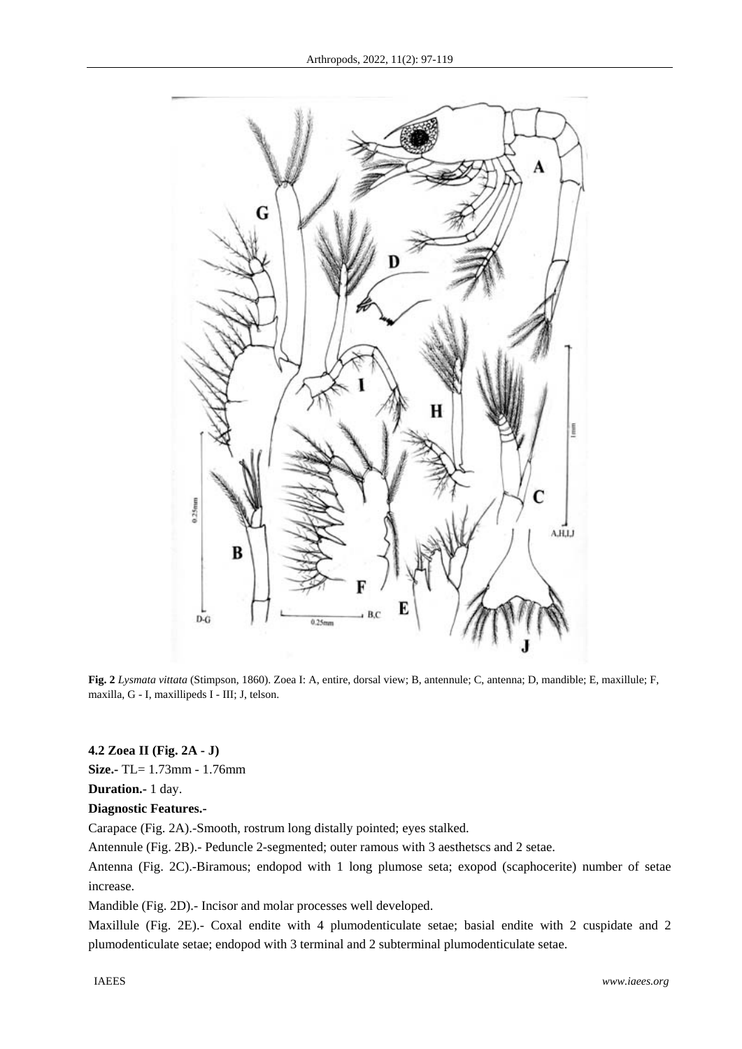**Fig. 2** *Lysmata vittata* (Stimpson, 1860). Zoea I: A, entire, dorsal view; B, antennule; C, antenna; D, mandible; E, maxillule; F, maxilla, G - I, maxillipeds I - III; J, telson.

### 4.2 Zoea II (Fig. 2A - J)

**Size.-** TL= 1.73mm - 1.76mm

**Duration.-** 1 day.

**Diagnostic Features.-**

Carapace (Fig. 2A).-Smooth, rostrum long distally pointed; eyes stalked.

Antennule (Fig. 2B).- Peduncle 2-segmented; outer ramous with 3 aesthetscs and 2 setae.

Antenna (Fig. 2C).-Biramous; endopod with 1 long plumose seta; exopod (scaphocerite) number of setae increase.

Mandible (Fig. 2D).- Incisor and molar processes well developed.

Maxillule (Fig. 2E).- Coxal endite with 4 plumodenticulate setae; basial endite with 2 cuspidate and 2 plumodenticulate setae; endopod with 3 terminal and 2 subterminal plumodenticulate setae.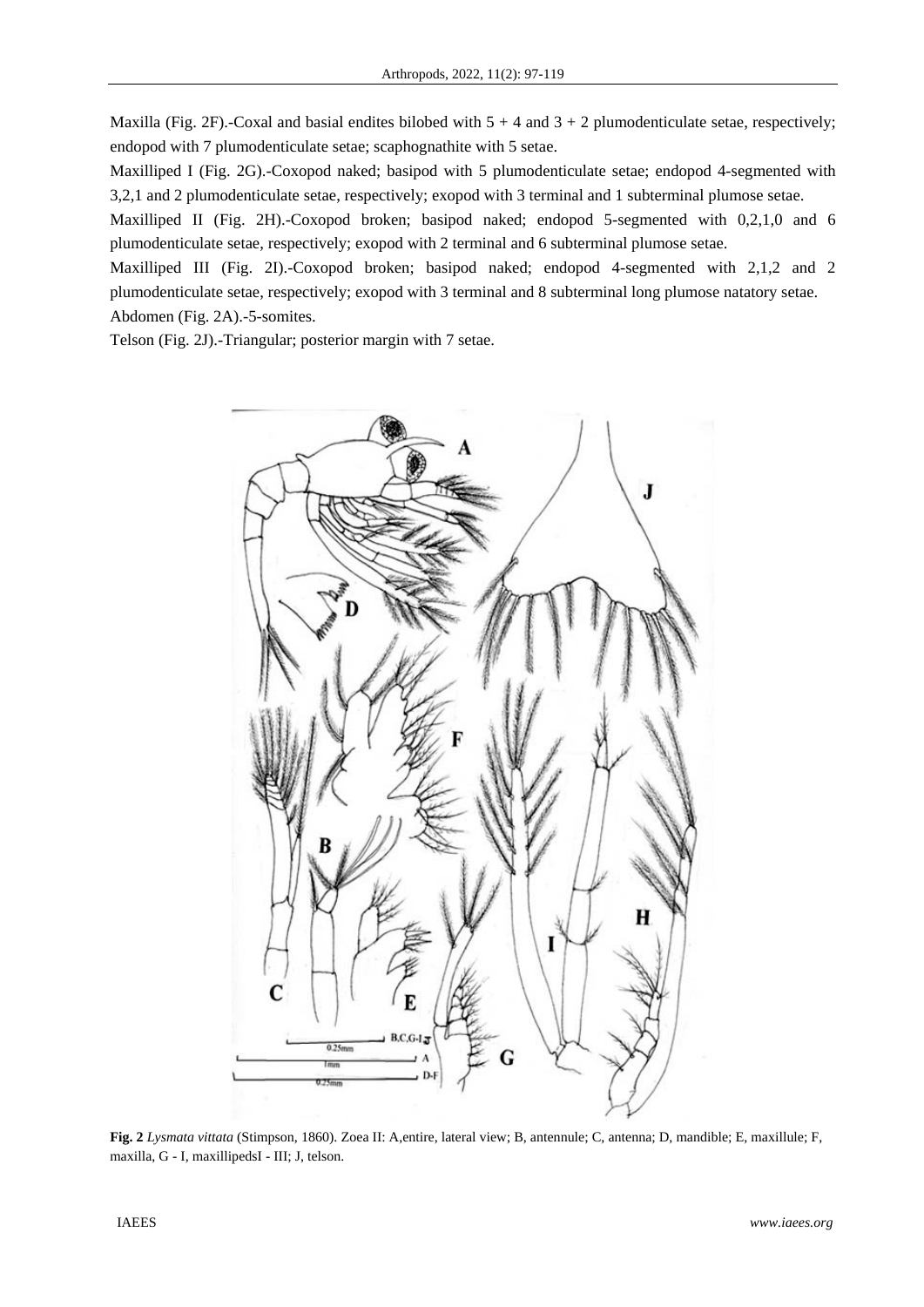Maxilla (Fig. 2F).-Coxal and basial endites bilobed with 5 + 4 and 3 + 2 plumodenticulate setae, respectively; endopod with 7 plumodenticulate setae; scaphognathite with 5 setae.

Maxilliped I (Fig. 2G).-Coxopod naked; basipod with 5 plumodenticulate setae; endopod 4-segmented with 3,2,1 and 2 plumodenticulate setae, respectively; exopod with 3 terminal and 1 subterminal plumose setae.

Maxilliped II (Fig. 2H).-Coxopod broken; basipod naked; endopod 5-segmented with 0,2,1,0 and 6 plumodenticulate setae, respectively; exopod with 2 terminal and 6 subterminal plumose setae.

Maxilliped III (Fig. 2I).-Coxopod broken; basipod naked; endopod 4-segmented with 2,1,2 and 2 plumodenticulate setae, respectively; exopod with 3 terminal and 8 subterminal long plumose natatory setae.

Abdomen (Fig. 2A).-5-somites.

Telson (Fig. 2J).-Triangular; posterior margin with 7 setae.

A
J
D
F
B
I
H
C
E
G
B,C,G-I
0.25mm
A
1mm
D-F
0.25mm

**Fig. 2** *Lysmata vittata* (Stimpson, 1860). Zoea II: A,entire, lateral view; B, antennule; C, antenna; D, mandible; E, maxillule; F, maxilla, G - I, maxillipedsI - III; J, telson.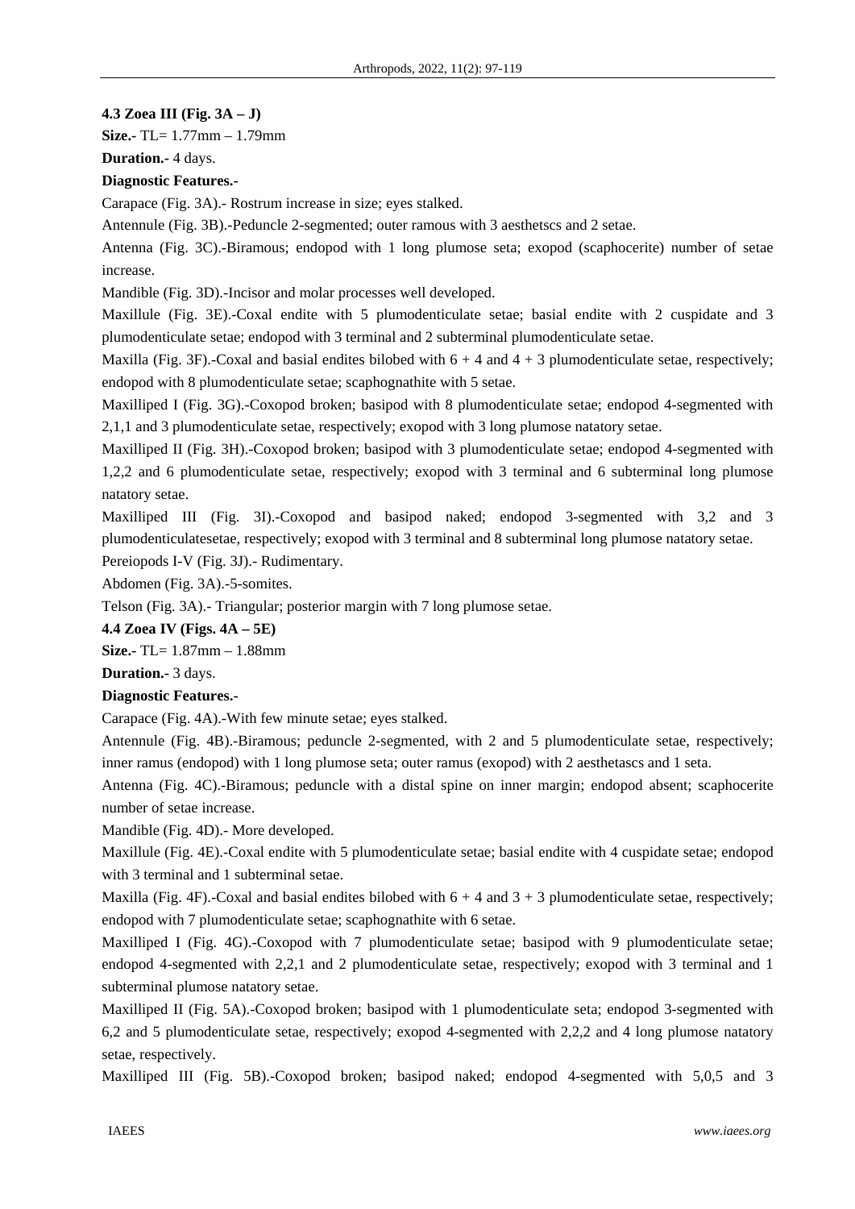**4.3 Zoea III (Fig. 3A – J)**

**Size.-** TL= 1.77mm – 1.79mm

**Duration.-** 4 days.

**Diagnostic Features.-**

Carapace (Fig. 3A).- Rostrum increase in size; eyes stalked.

Antennule (Fig. 3B).-Peduncle 2-segmented; outer ramous with 3 aesthetscs and 2 setae.

Antenna (Fig. 3C).-Biramous; endopod with 1 long plumose seta; exopod (scaphocerite) number of setae increase.

Mandible (Fig. 3D).-Incisor and molar processes well developed.

Maxillule (Fig. 3E).-Coxal endite with 5 plumodenticulate setae; basial endite with 2 cuspidate and 3 plumodenticulate setae; endopod with 3 terminal and 2 subterminal plumodenticulate setae.

Maxilla (Fig. 3F).-Coxal and basial endites bilobed with 6 + 4 and 4 + 3 plumodenticulate setae, respectively; endopod with 8 plumodenticulate setae; scaphognathite with 5 setae.

Maxilliped I (Fig. 3G).-Coxopod broken; basipod with 8 plumodenticulate setae; endopod 4-segmented with 2,1,1 and 3 plumodenticulate setae, respectively; exopod with 3 long plumose natatory setae.

Maxilliped II (Fig. 3H).-Coxopod broken; basipod with 3 plumodenticulate setae; endopod 4-segmented with 1,2,2 and 6 plumodenticulate setae, respectively; exopod with 3 terminal and 6 subterminal long plumose natatory setae.

Maxilliped III (Fig. 3I).-Coxopod and basipod naked; endopod 3-segmented with 3,2 and 3 plumodenticulatesetae, respectively; exopod with 3 terminal and 8 subterminal long plumose natatory setae.

Pereiopods I-V (Fig. 3J).- Rudimentary.

Abdomen (Fig. 3A).-5-somites.

Telson (Fig. 3A).- Triangular; posterior margin with 7 long plumose setae.

**4.4 Zoea IV (Figs. 4A – 5E)**

**Size.-** TL= 1.87mm – 1.88mm

**Duration.-** 3 days.

**Diagnostic Features.-**

Carapace (Fig. 4A).-With few minute setae; eyes stalked.

Antennule (Fig. 4B).-Biramous; peduncle 2-segmented, with 2 and 5 plumodenticulate setae, respectively; inner ramus (endopod) with 1 long plumose seta; outer ramus (exopod) with 2 aesthetascs and 1 seta.

Antenna (Fig. 4C).-Biramous; peduncle with a distal spine on inner margin; endopod absent; scaphocerite number of setae increase.

Mandible (Fig. 4D).- More developed.

Maxillule (Fig. 4E).-Coxal endite with 5 plumodenticulate setae; basial endite with 4 cuspidate setae; endopod with 3 terminal and 1 subterminal setae.

Maxilla (Fig. 4F).-Coxal and basial endites bilobed with 6 + 4 and 3 + 3 plumodenticulate setae, respectively; endopod with 7 plumodenticulate setae; scaphognathite with 6 setae.

Maxilliped I (Fig. 4G).-Coxopod with 7 plumodenticulate setae; basipod with 9 plumodenticulate setae; endopod 4-segmented with 2,2,1 and 2 plumodenticulate setae, respectively; exopod with 3 terminal and 1 subterminal plumose natatory setae.

Maxilliped II (Fig. 5A).-Coxopod broken; basipod with 1 plumodenticulate seta; endopod 3-segmented with 6,2 and 5 plumodenticulate setae, respectively; exopod 4-segmented with 2,2,2 and 4 long plumose natatory setae, respectively.

Maxilliped III (Fig. 5B).-Coxopod broken; basipod naked; endopod 4-segmented with 5,0,5 and 3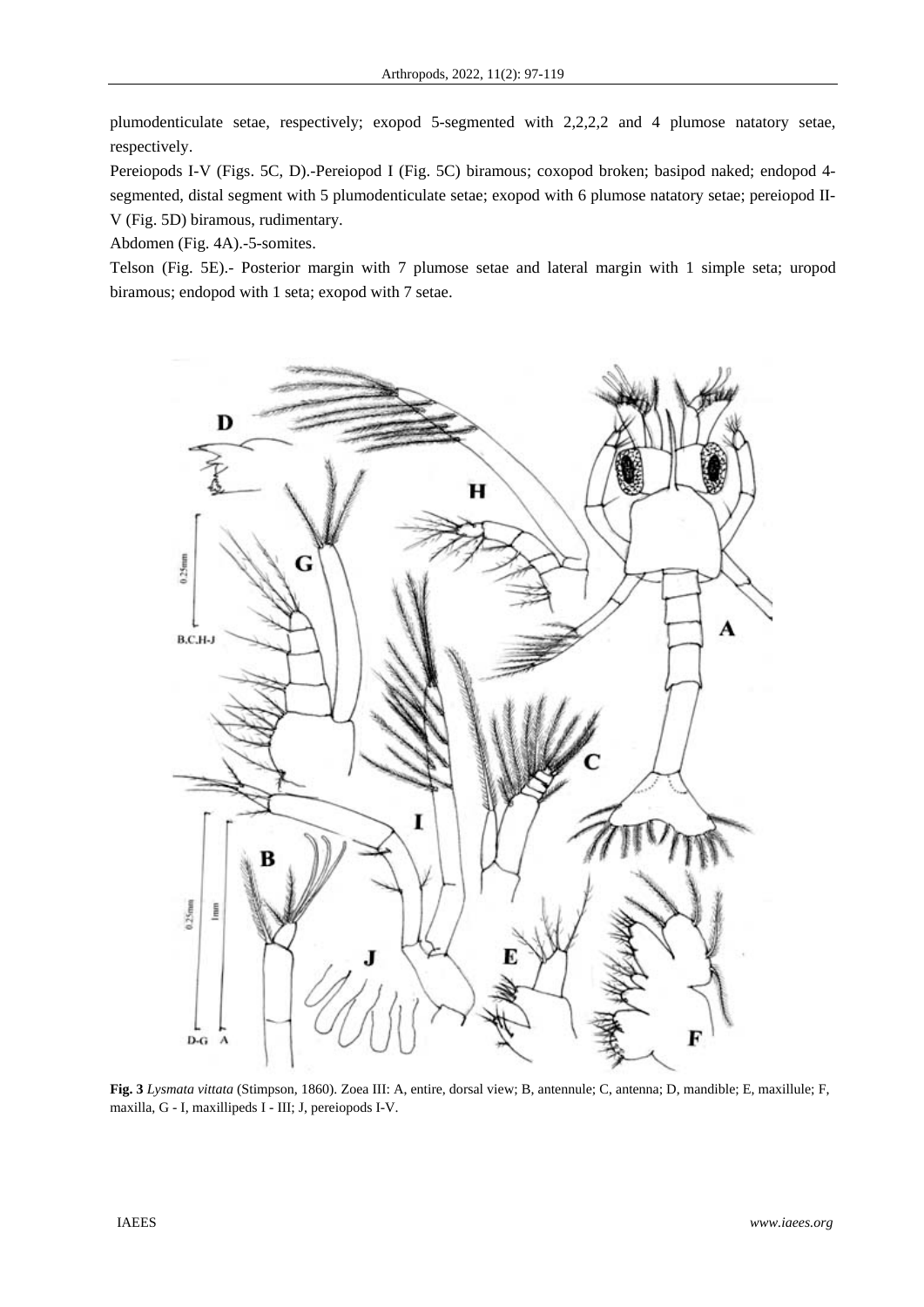plumodenticulate setae, respectively; exopod 5-segmented with 2,2,2,2 and 4 plumose natatory setae, respectively.

Pereiopods I-V (Figs. 5C, D).-Pereiopod I (Fig. 5C) biramous; coxopod broken; basipod naked; endopod 4-segmented, distal segment with 5 plumodenticulate setae; exopod with 6 plumose natatory setae; pereiopod II-V (Fig. 5D) biramous, rudimentary.

Abdomen (Fig. 4A).-5-somites.

Telson (Fig. 5E).- Posterior margin with 7 plumose setae and lateral margin with 1 simple seta; uropod biramous; endopod with 1 seta; exopod with 7 setae.

D

H

0.25mm

B,C,H-J

G

A

I

C

B

0.25mm

1mm

J

E

F

D-G A

**Fig. 3** *Lysmata vittata* (Stimpson, 1860). Zoea III: A, entire, dorsal view; B, antennule; C, antenna; D, mandible; E, maxillule; F, maxilla, G - I, maxillipeds I - III; J, pereiopods I-V.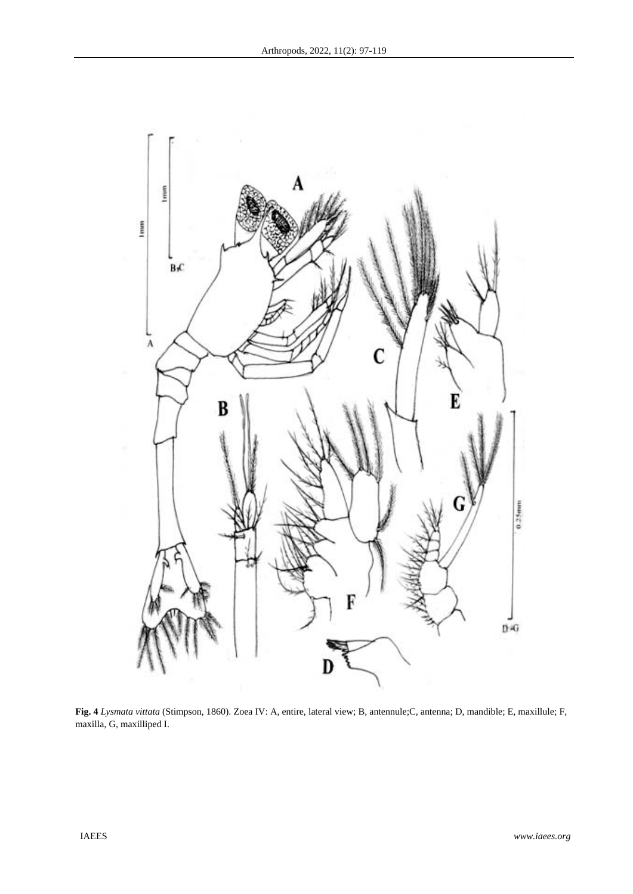**Fig. 4** *Lysmata vittata* (Stimpson, 1860). Zoea IV: A, entire, lateral view; B, antennule;C, antenna; D, mandible; E, maxillule; F, maxilla, G, maxilliped I.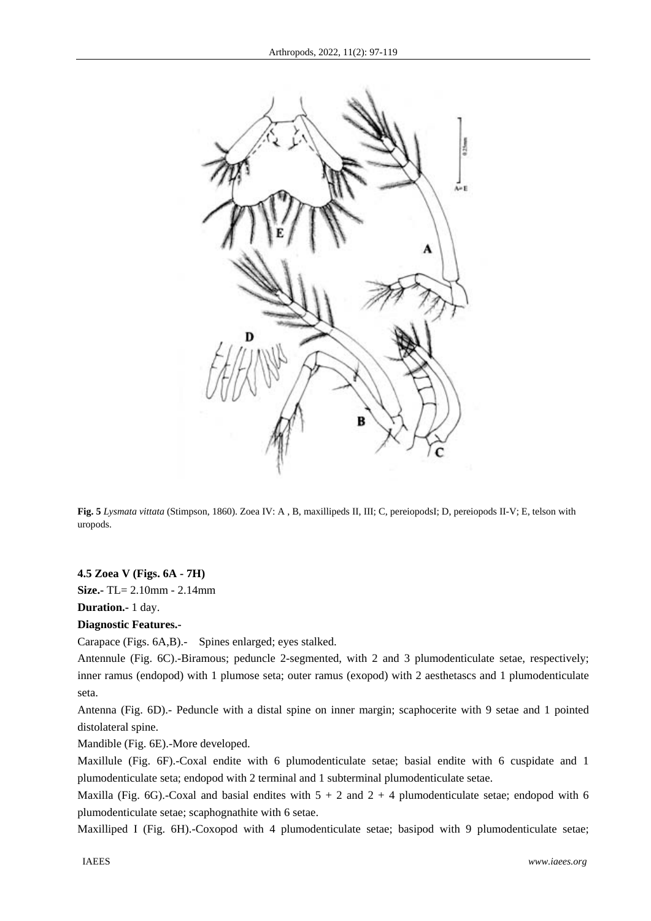**Fig. 5** *Lysmata vittata* (Stimpson, 1860). Zoea IV: A , B, maxillipeds II, III; C, pereiopodsI; D, pereiopods II-V; E, telson with uropods.

**4.5 Zoea V (Figs. 6A - 7H)**

**Size.-** TL= 2.10mm - 2.14mm

**Duration.-** 1 day.

**Diagnostic Features.-**

Carapace (Figs. 6A,B).- Spines enlarged; eyes stalked.

Antennule (Fig. 6C).-Biramous; peduncle 2-segmented, with 2 and 3 plumodenticulate setae, respectively; inner ramus (endopod) with 1 plumose seta; outer ramus (exopod) with 2 aesthetascs and 1 plumodenticulate seta.

Antenna (Fig. 6D).- Peduncle with a distal spine on inner margin; scaphocerite with 9 setae and 1 pointed distolateral spine.

Mandible (Fig. 6E).-More developed.

Maxillule (Fig. 6F).-Coxal endite with 6 plumodenticulate setae; basial endite with 6 cuspidate and 1 plumodenticulate seta; endopod with 2 terminal and 1 subterminal plumodenticulate setae.

Maxilla (Fig. 6G).-Coxal and basial endites with 5 + 2 and 2 + 4 plumodenticulate setae; endopod with 6 plumodenticulate setae; scaphognathite with 6 setae.

Maxilliped I (Fig. 6H).-Coxopod with 4 plumodenticulate setae; basipod with 9 plumodenticulate setae;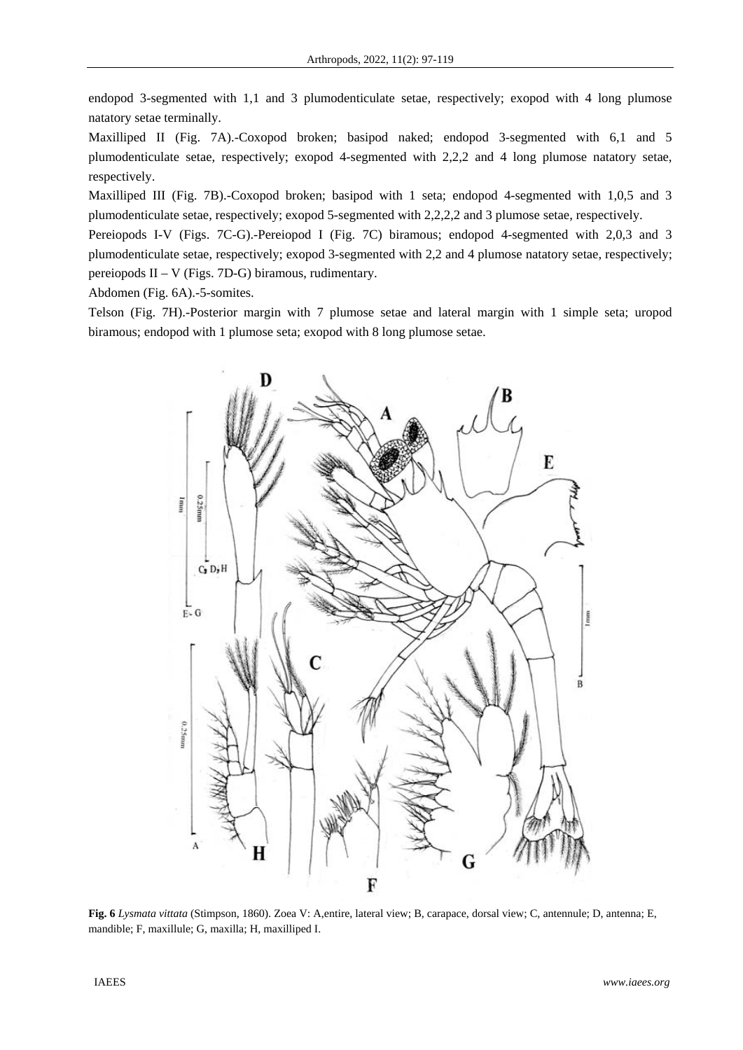endopod 3-segmented with 1,1 and 3 plumodenticulate setae, respectively; exopod with 4 long plumose natatory setae terminally.

Maxilliped II (Fig. 7A).-Coxopod broken; basipod naked; endopod 3-segmented with 6,1 and 5 plumodenticulate setae, respectively; exopod 4-segmented with 2,2,2 and 4 long plumose natatory setae, respectively.

Maxilliped III (Fig. 7B).-Coxopod broken; basipod with 1 seta; endopod 4-segmented with 1,0,5 and 3 plumodenticulate setae, respectively; exopod 5-segmented with 2,2,2,2 and 3 plumose setae, respectively.

Pereiopods I-V (Figs. 7C-G).-Pereiopod I (Fig. 7C) biramous; endopod 4-segmented with 2,0,3 and 3 plumodenticulate setae, respectively; exopod 3-segmented with 2,2 and 4 plumose natatory setae, respectively; pereiopods II – V (Figs. 7D-G) biramous, rudimentary.

Abdomen (Fig. 6A).-5-somites.

Telson (Fig. 7H).-Posterior margin with 7 plumose setae and lateral margin with 1 simple seta; uropod biramous; endopod with 1 plumose seta; exopod with 8 long plumose setae.

D
A
B
E
1mm
0.25mm
C, D, H
E- G
1mm
B
C
0.25mm
A
H
F
G

**Fig. 6** *Lysmata vittata* (Stimpson, 1860). Zoea V: A,entire, lateral view; B, carapace, dorsal view; C, antennule; D, antenna; E, mandible; F, maxillule; G, maxilla; H, maxilliped I.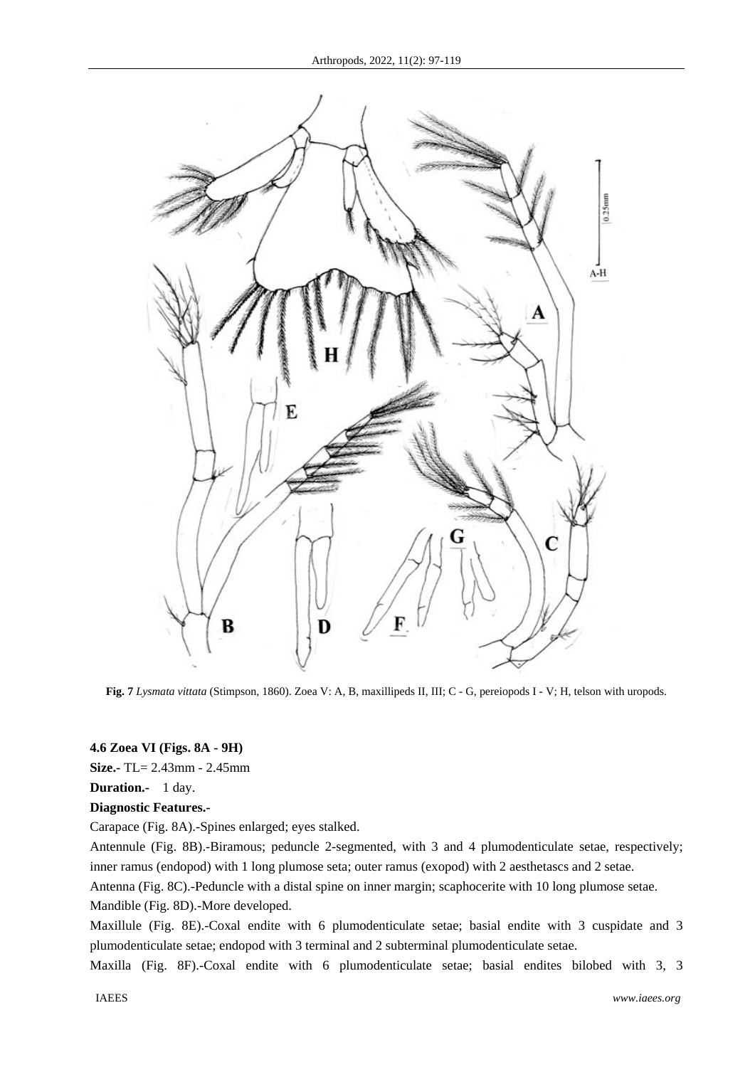Fig. 7 *Lysmata vittata* (Stimpson, 1860). Zoea V: A, B, maxillipeds II, III; C - G, pereiopods I - V; H, telson with uropods.

### 4.6 Zoea VI (Figs. 8A - 9H)

**Size.-** TL= 2.43mm - 2.45mm

**Duration.-** 1 day.

**Diagnostic Features.-**

Carapace (Fig. 8A).-Spines enlarged; eyes stalked.

Antennule (Fig. 8B).-Biramous; peduncle 2-segmented, with 3 and 4 plumodenticulate setae, respectively; inner ramus (endopod) with 1 long plumose seta; outer ramus (exopod) with 2 aesthetascs and 2 setae.

Antenna (Fig. 8C).-Peduncle with a distal spine on inner margin; scaphocerite with 10 long plumose setae.

Mandible (Fig. 8D).-More developed.

Maxillule (Fig. 8E).-Coxal endite with 6 plumodenticulate setae; basial endite with 3 cuspidate and 3 plumodenticulate setae; endopod with 3 terminal and 2 subterminal plumodenticulate setae.

Maxilla (Fig. 8F).-Coxal endite with 6 plumodenticulate setae; basial endites bilobed with 3, 3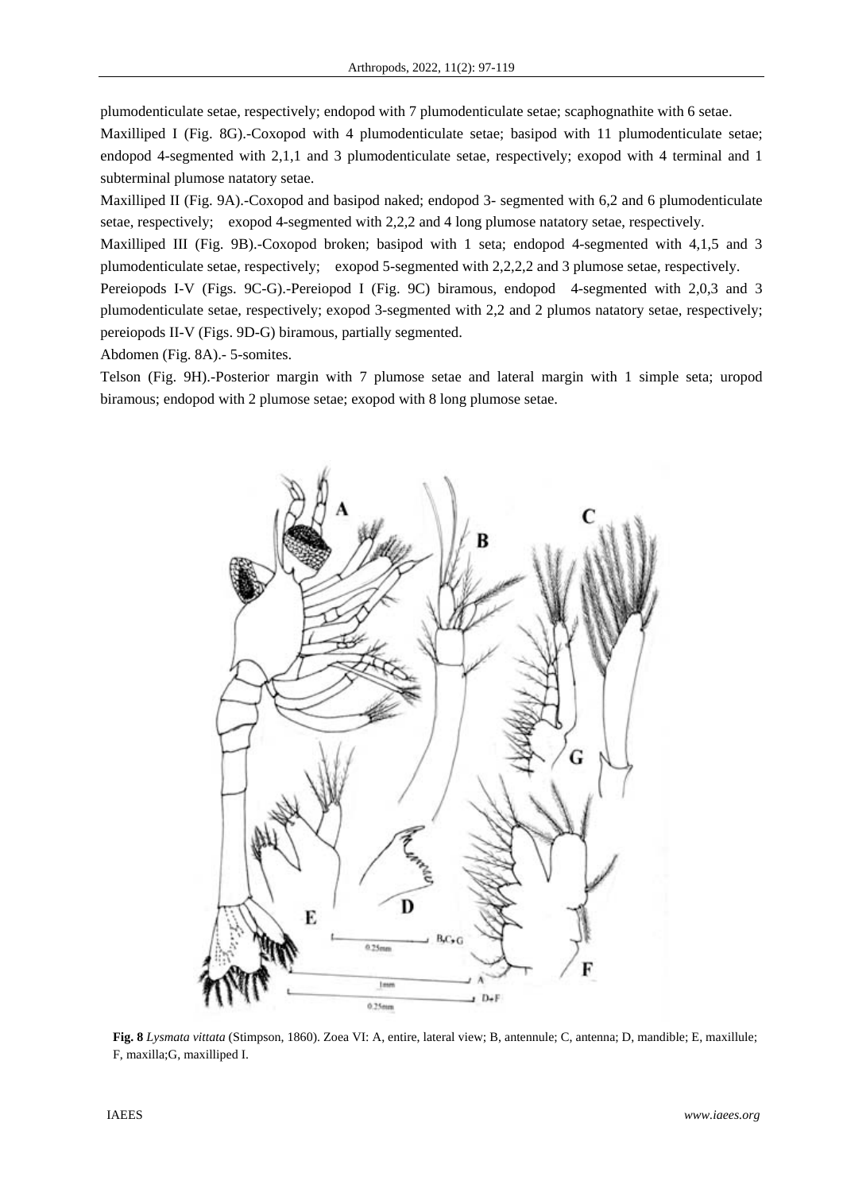plumodenticulate setae, respectively; endopod with 7 plumodenticulate setae; scaphognathite with 6 setae.

Maxilliped I (Fig. 8G).-Coxopod with 4 plumodenticulate setae; basipod with 11 plumodenticulate setae; endopod 4-segmented with 2,1,1 and 3 plumodenticulate setae, respectively; exopod with 4 terminal and 1 subterminal plumose natatory setae.

Maxilliped II (Fig. 9A).-Coxopod and basipod naked; endopod 3- segmented with 6,2 and 6 plumodenticulate setae, respectively; exopod 4-segmented with 2,2,2 and 4 long plumose natatory setae, respectively.

Maxilliped III (Fig. 9B).-Coxopod broken; basipod with 1 seta; endopod 4-segmented with 4,1,5 and 3 plumodenticulate setae, respectively; exopod 5-segmented with 2,2,2,2 and 3 plumose setae, respectively.

Pereiopods I-V (Figs. 9C-G).-Pereiopod I (Fig. 9C) biramous, endopod 4-segmented with 2,0,3 and 3 plumodenticulate setae, respectively; exopod 3-segmented with 2,2 and 2 plumos natatory setae, respectively; pereiopods II-V (Figs. 9D-G) biramous, partially segmented.

Abdomen (Fig. 8A).- 5-somites.

Telson (Fig. 9H).-Posterior margin with 7 plumose setae and lateral margin with 1 simple seta; uropod biramous; endopod with 2 plumose setae; exopod with 8 long plumose setae.

**Fig. 8** *Lysmata vittata* (Stimpson, 1860). Zoea VI: A, entire, lateral view; B, antennule; C, antenna; D, mandible; E, maxillule; F, maxilla;G, maxilliped I.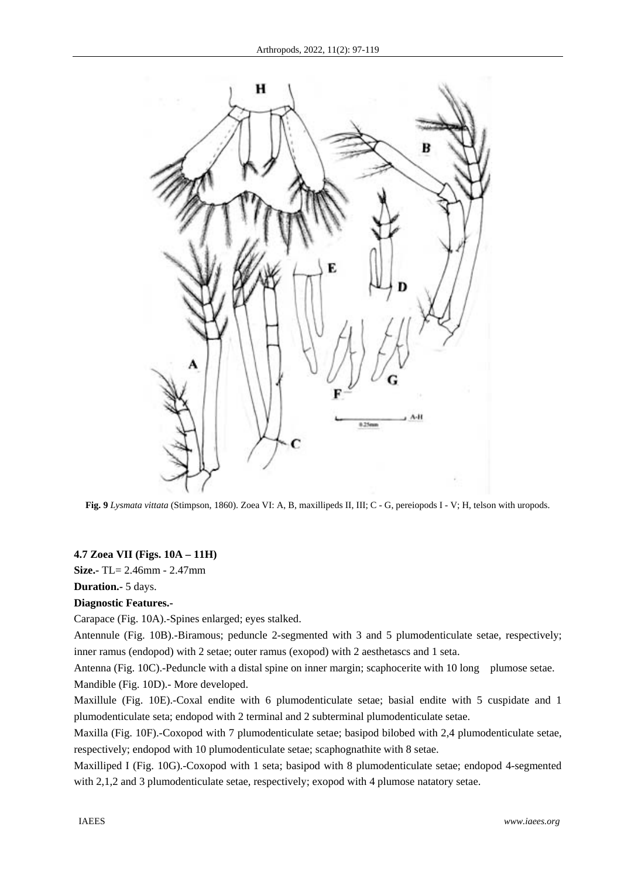**Fig. 9** *Lysmata vittata* (Stimpson, 1860). Zoea VI: A, B, maxillipeds II, III; C - G, pereiopods I - V; H, telson with uropods.

**4.7 Zoea VII (Figs. 10A – 11H)**

**Size.-** TL= 2.46mm - 2.47mm

**Duration.-** 5 days.

**Diagnostic Features.-**

Carapace (Fig. 10A).-Spines enlarged; eyes stalked.

Antennule (Fig. 10B).-Biramous; peduncle 2-segmented with 3 and 5 plumodenticulate setae, respectively; inner ramus (endopod) with 2 setae; outer ramus (exopod) with 2 aesthetascs and 1 seta.

Antenna (Fig. 10C).-Peduncle with a distal spine on inner margin; scaphocerite with 10 long plumose setae.

Mandible (Fig. 10D).- More developed.

Maxillule (Fig. 10E).-Coxal endite with 6 plumodenticulate setae; basial endite with 5 cuspidate and 1 plumodenticulate seta; endopod with 2 terminal and 2 subterminal plumodenticulate setae.

Maxilla (Fig. 10F).-Coxopod with 7 plumodenticulate setae; basipod bilobed with 2,4 plumodenticulate setae, respectively; endopod with 10 plumodenticulate setae; scaphognathite with 8 setae.

Maxilliped I (Fig. 10G).-Coxopod with 1 seta; basipod with 8 plumodenticulate setae; endopod 4-segmented with 2,1,2 and 3 plumodenticulate setae, respectively; exopod with 4 plumose natatory setae.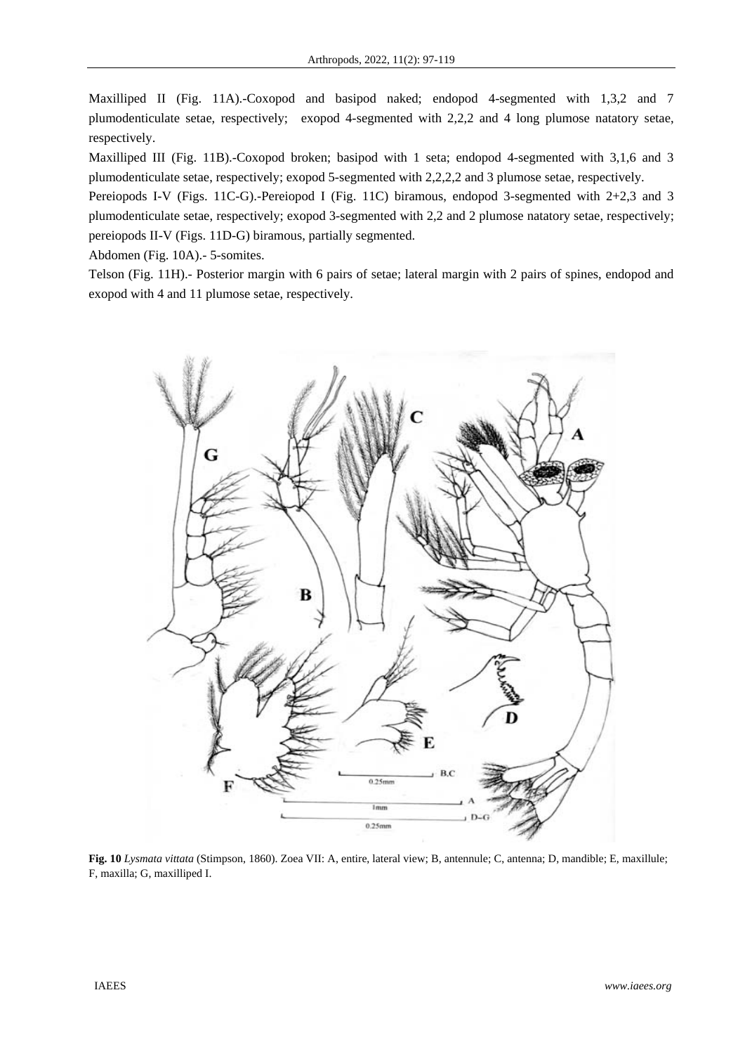Maxilliped II (Fig. 11A).-Coxopod and basipod naked; endopod 4-segmented with 1,3,2 and 7 plumodenticulate setae, respectively; exopod 4-segmented with 2,2,2 and 4 long plumose natatory setae, respectively.

Maxilliped III (Fig. 11B).-Coxopod broken; basipod with 1 seta; endopod 4-segmented with 3,1,6 and 3 plumodenticulate setae, respectively; exopod 5-segmented with 2,2,2,2 and 3 plumose setae, respectively.

Pereiopods I-V (Figs. 11C-G).-Pereiopod I (Fig. 11C) biramous, endopod 3-segmented with 2+2,3 and 3 plumodenticulate setae, respectively; exopod 3-segmented with 2,2 and 2 plumose natatory setae, respectively; pereiopods II-V (Figs. 11D-G) biramous, partially segmented.

Abdomen (Fig. 10A).- 5-somites.

Telson (Fig. 11H).- Posterior margin with 6 pairs of setae; lateral margin with 2 pairs of spines, endopod and exopod with 4 and 11 plumose setae, respectively.

A
B
C
D
E
F
G
0.25mm B,C
1mm A
0.25mm D–G

**Fig. 10** *Lysmata vittata* (Stimpson, 1860). Zoea VII: A, entire, lateral view; B, antennule; C, antenna; D, mandible; E, maxillule; F, maxilla; G, maxilliped I.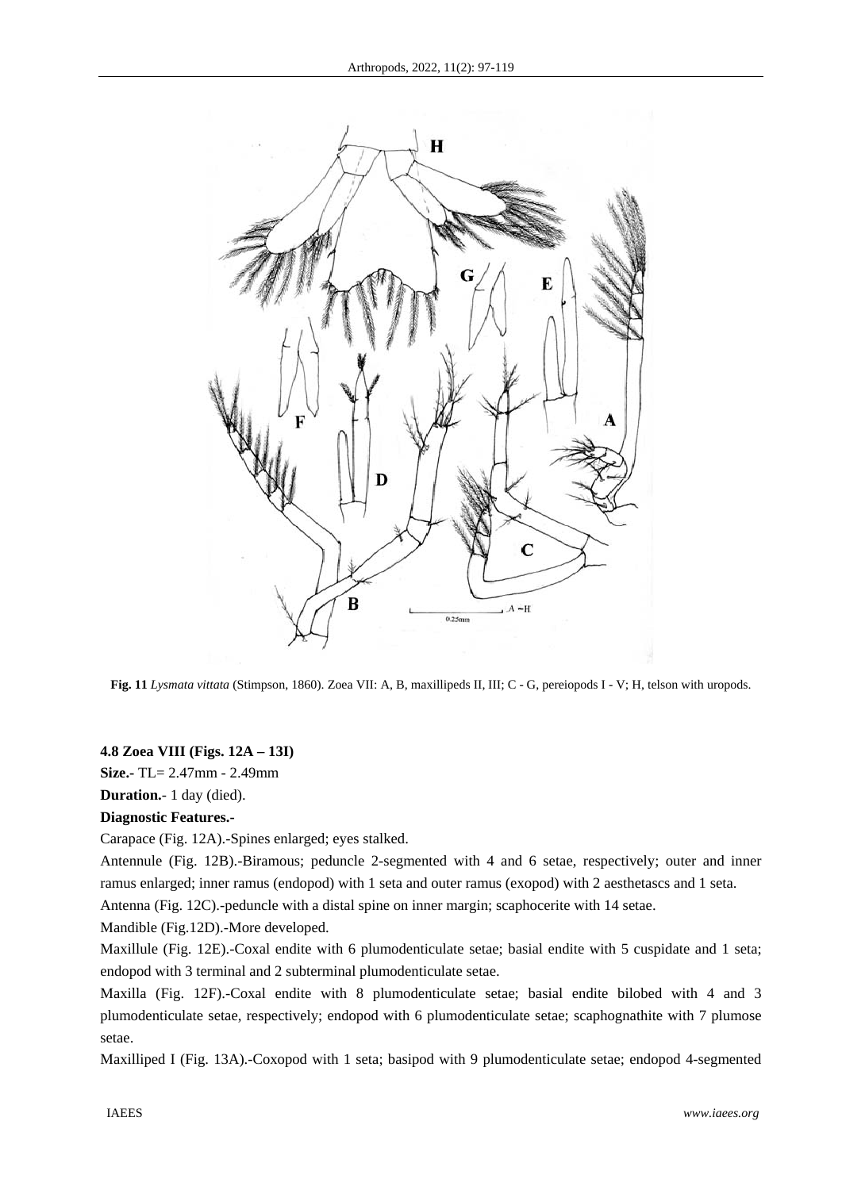**Fig. 11** *Lysmata vittata* (Stimpson, 1860). Zoea VII: A, B, maxillipeds II, III; C - G, pereiopods I - V; H, telson with uropods.

### 4.8 Zoea VIII (Figs. 12A – 13I)

**Size.-** TL= 2.47mm - 2.49mm

**Duration.-** 1 day (died).

**Diagnostic Features.-**

Carapace (Fig. 12A).-Spines enlarged; eyes stalked.

Antennule (Fig. 12B).-Biramous; peduncle 2-segmented with 4 and 6 setae, respectively; outer and inner ramus enlarged; inner ramus (endopod) with 1 seta and outer ramus (exopod) with 2 aesthetascs and 1 seta.

Antenna (Fig. 12C).-peduncle with a distal spine on inner margin; scaphocerite with 14 setae.

Mandible (Fig.12D).-More developed.

Maxillule (Fig. 12E).-Coxal endite with 6 plumodenticulate setae; basial endite with 5 cuspidate and 1 seta; endopod with 3 terminal and 2 subterminal plumodenticulate setae.

Maxilla (Fig. 12F).-Coxal endite with 8 plumodenticulate setae; basial endite bilobed with 4 and 3 plumodenticulate setae, respectively; endopod with 6 plumodenticulate setae; scaphognathite with 7 plumose setae.

Maxilliped I (Fig. 13A).-Coxopod with 1 seta; basipod with 9 plumodenticulate setae; endopod 4-segmented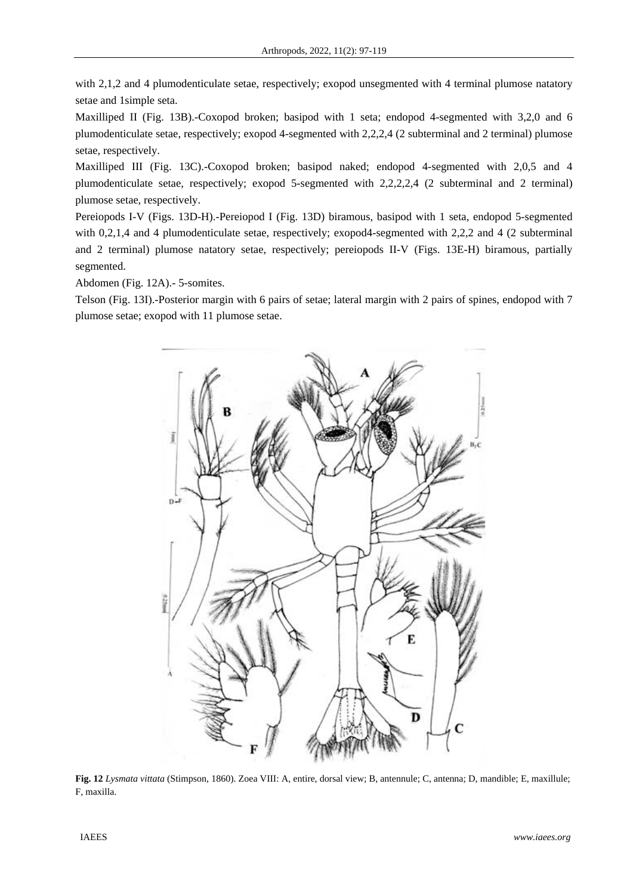with 2,1,2 and 4 plumodenticulate setae, respectively; exopod unsegmented with 4 terminal plumose natatory setae and 1simple seta.

Maxilliped II (Fig. 13B).-Coxopod broken; basipod with 1 seta; endopod 4-segmented with 3,2,0 and 6 plumodenticulate setae, respectively; exopod 4-segmented with 2,2,2,4 (2 subterminal and 2 terminal) plumose setae, respectively.

Maxilliped III (Fig. 13C).-Coxopod broken; basipod naked; endopod 4-segmented with 2,0,5 and 4 plumodenticulate setae, respectively; exopod 5-segmented with 2,2,2,2,4 (2 subterminal and 2 terminal) plumose setae, respectively.

Pereiopods I-V (Figs. 13D-H).-Pereiopod I (Fig. 13D) biramous, basipod with 1 seta, endopod 5-segmented with 0,2,1,4 and 4 plumodenticulate setae, respectively; exopod4-segmented with 2,2,2 and 4 (2 subterminal and 2 terminal) plumose natatory setae, respectively; pereiopods II-V (Figs. 13E-H) biramous, partially segmented.

Abdomen (Fig. 12A).- 5-somites.

Telson (Fig. 13I).-Posterior margin with 6 pairs of setae; lateral margin with 2 pairs of spines, endopod with 7 plumose setae; exopod with 11 plumose setae.

**Fig. 12** *Lysmata vittata* (Stimpson, 1860). Zoea VIII: A, entire, dorsal view; B, antennule; C, antenna; D, mandible; E, maxillule; F, maxilla.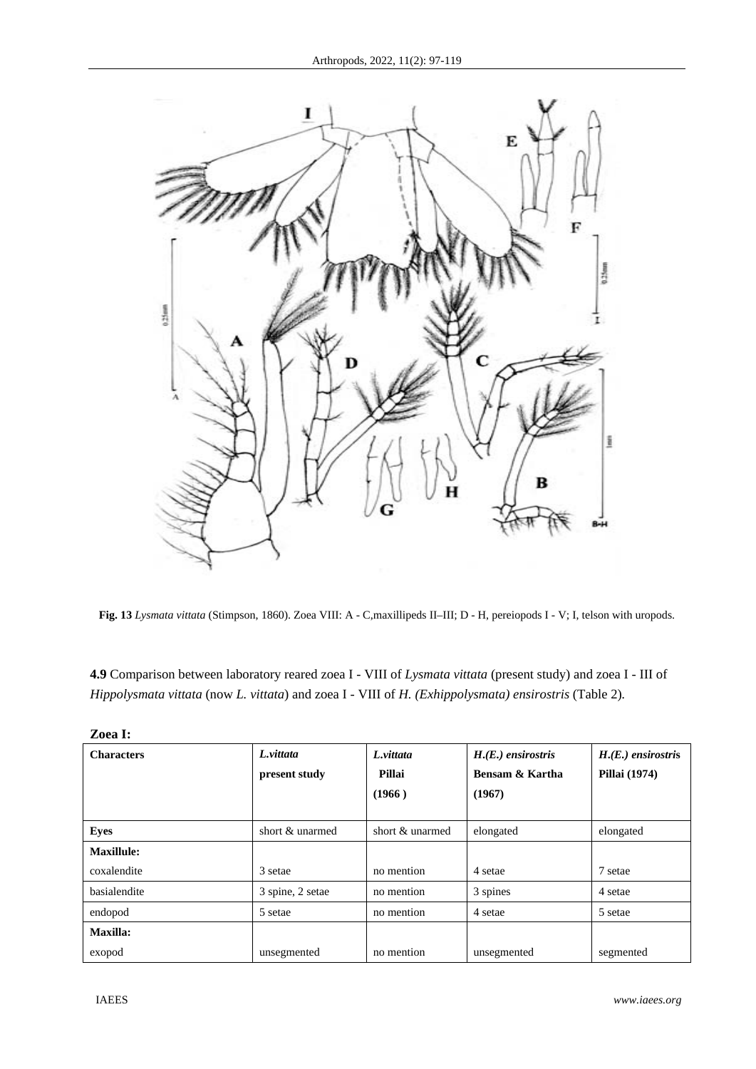**Fig. 13** *Lysmata vittata* (Stimpson, 1860). Zoea VIII: A - C,maxillipeds II–III; D - H, pereiopods I - V; I, telson with uropods.

**4.9** Comparison between laboratory reared zoea I - VIII of *Lysmata vittata* (present study) and zoea I - III of *Hippolysmata vittata* (now *L. vittata*) and zoea I - VIII of *H. (Exhippolysmata) ensirostris* (Table 2).

**Zoea I:**

| **Characters** | ***L.vittata* present study** | ***L.vittata* Pillai (1966 )** | ***H.(E.) ensirostris* Bensam & Kartha (1967)** | ***H.(E.) ensirostris* Pillai (1974)** |
|---|---|---|---|---|
| **Eyes** | short & unarmed | short & unarmed | elongated | elongated |
| **Maxillule:** | | | | |
| coxalendite | 3 setae | no mention | 4 setae | 7 setae |
| basialendite | 3 spine, 2 setae | no mention | 3 spines | 4 setae |
| endopod | 5 setae | no mention | 4 setae | 5 setae |
| **Maxilla:** | | | | |
| exopod | unsegmented | no mention | unsegmented | segmented |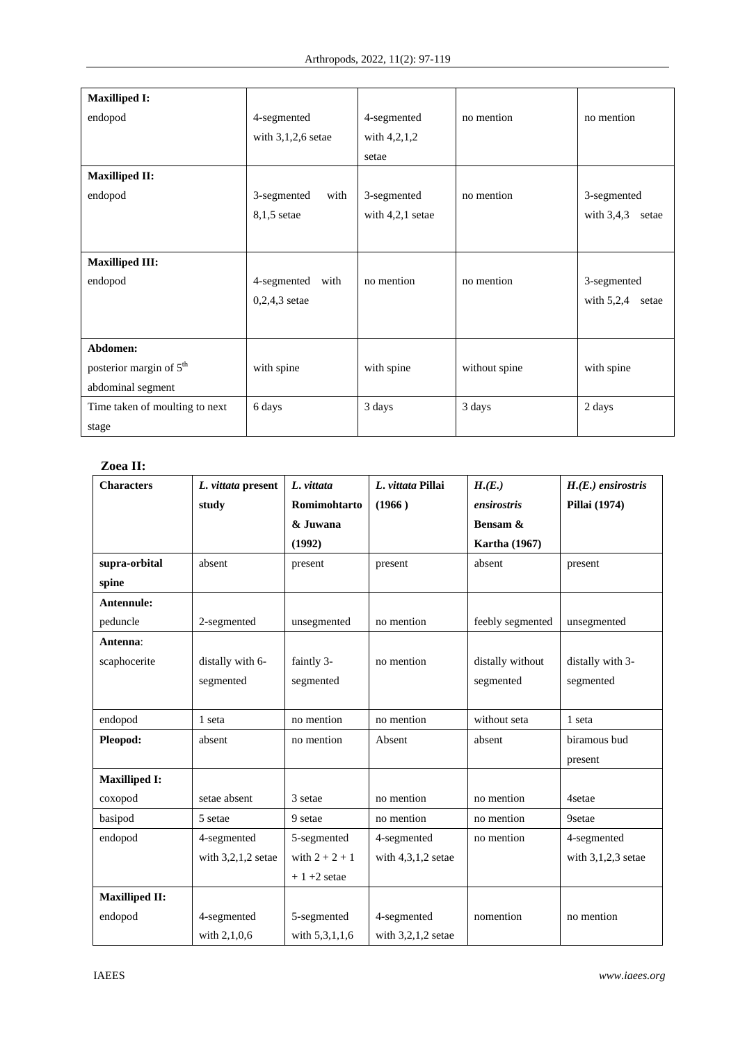| | | | | |
|---|---|---|---|---|
| **Maxilliped I:** | | | | |
| endopod | 4-segmented with 3,1,2,6 setae | 4-segmented with 4,2,1,2 setae | no mention | no mention |
| **Maxilliped II:** | | | | |
| endopod | 3-segmented with 8,1,5 setae | 3-segmented with 4,2,1 setae | no mention | 3-segmented with 3,4,3 setae |
| **Maxilliped III:** | | | | |
| endopod | 4-segmented with 0,2,4,3 setae | no mention | no mention | 3-segmented with 5,2,4 setae |
| **Abdomen:** | | | | |
| posterior margin of 5th abdominal segment | with spine | with spine | without spine | with spine |
| Time taken of moulting to next stage | 6 days | 3 days | 3 days | 2 days |

**Zoea II:**

| Characters | *L. vittata* present study | *L. vittata* Romimohtarto & Juwana (1992) | *L. vittata* Pillai (1966) | *H.(E.) ensirostris* Bensam & Kartha (1967) | *H.(E.) ensirostris* Pillai (1974) |
|---|---|---|---|---|---|
| **supra-orbital spine** | absent | present | present | absent | present |
| **Antennule:** | | | | | |
| peduncle | 2-segmented | unsegmented | no mention | feebly segmented | unsegmented |
| **Antenna**: | | | | | |
| scaphocerite | distally with 6-segmented | faintly 3-segmented | no mention | distally without segmented | distally with 3-segmented |
| endopod | 1 seta | no mention | no mention | without seta | 1 seta |
| **Pleopod:** | absent | no mention | Absent | absent | biramous bud present |
| **Maxilliped I:** | | | | | |
| coxopod | setae absent | 3 setae | no mention | no mention | 4setae |
| basipod | 5 setae | 9 setae | no mention | no mention | 9setae |
| endopod | 4-segmented with 3,2,1,2 setae | 5-segmented with 2 + 2 + 1 + 1 +2 setae | 4-segmented with 4,3,1,2 setae | no mention | 4-segmented with 3,1,2,3 setae |
| **Maxilliped II:** | | | | | |
| endopod | 4-segmented with 2,1,0,6 | 5-segmented with 5,3,1,1,6 | 4-segmented with 3,2,1,2 setae | nomention | no mention |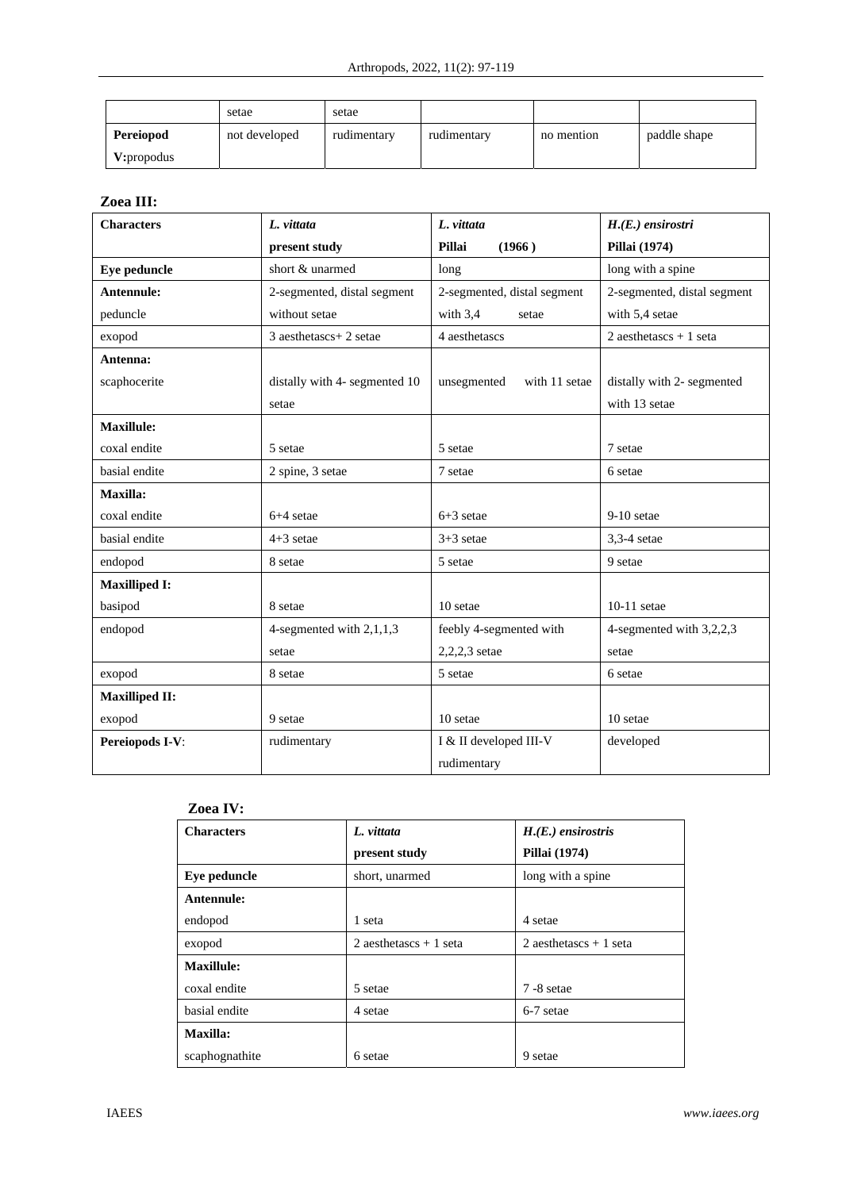| | | | | | |
|---|---|---|---|---|---|
| | setae | setae | | | |
| **Pereiopod V:**propodus | not developed | rudimentary | rudimentary | no mention | paddle shape |

**Zoea III:**

| **Characters** | ***L. vittata*** **present study** | ***L. vittata*** **Pillai (1966 )** | ***H.(E.) ensirostri*** **Pillai (1974)** |
|---|---|---|---|
| **Eye peduncle** | short & unarmed | long | long with a spine |
| **Antennule:** peduncle | 2-segmented, distal segment without setae | 2-segmented, distal segment with 3,4 setae | 2-segmented, distal segment with 5,4 setae |
| exopod | 3 aesthetascs+ 2 setae | 4 aesthetascs | 2 aesthetascs + 1 seta |
| **Antenna:** scaphocerite | distally with 4- segmented 10 setae | unsegmented with 11 setae | distally with 2- segmented with 13 setae |
| **Maxillule:** coxal endite | 5 setae | 5 setae | 7 setae |
| basial endite | 2 spine, 3 setae | 7 setae | 6 setae |
| **Maxilla:** coxal endite | 6+4 setae | 6+3 setae | 9-10 setae |
| basial endite | 4+3 setae | 3+3 setae | 3,3-4 setae |
| endopod | 8 setae | 5 setae | 9 setae |
| **Maxilliped I:** basipod | 8 setae | 10 setae | 10-11 setae |
| endopod | 4-segmented with 2,1,1,3 setae | feebly 4-segmented with 2,2,2,3 setae | 4-segmented with 3,2,2,3 setae |
| exopod | 8 setae | 5 setae | 6 setae |
| **Maxilliped II:** exopod | 9 setae | 10 setae | 10 setae |
| **Pereiopods I-V**: | rudimentary | I & II developed III-V rudimentary | developed |

**Zoea IV:**

| **Characters** | ***L. vittata*** **present study** | ***H.(E.) ensirostris*** **Pillai (1974)** |
|---|---|---|
| **Eye peduncle** | short, unarmed | long with a spine |
| **Antennule:** endopod | 1 seta | 4 setae |
| exopod | 2 aesthetascs + 1 seta | 2 aesthetascs + 1 seta |
| **Maxillule:** coxal endite | 5 setae | 7 -8 setae |
| basial endite | 4 setae | 6-7 setae |
| **Maxilla:** scaphognathite | 6 setae | 9 setae |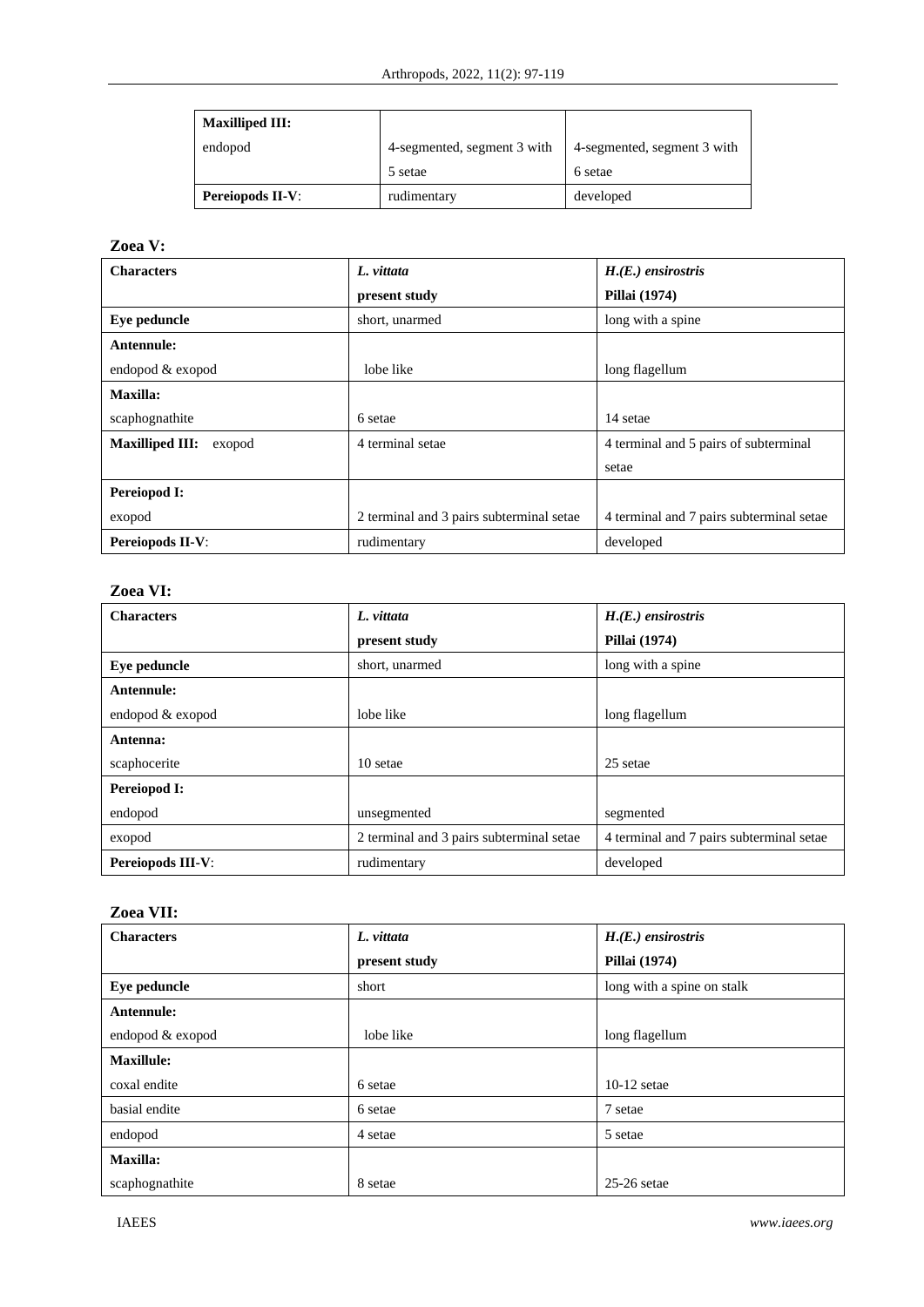| | | |
|---|---|---|
| **Maxilliped III:** endopod | 4-segmented, segment 3 with 5 setae | 4-segmented, segment 3 with 6 setae |
| **Pereiopods II-V**: | rudimentary | developed |

**Zoea V:**

| **Characters** | ***L. vittata*** **present study** | ***H.(E.) ensirostris*** **Pillai (1974)** |
|---|---|---|
| **Eye peduncle** | short, unarmed | long with a spine |
| **Antennule:** endopod & exopod | lobe like | long flagellum |
| **Maxilla:** scaphognathite | 6 setae | 14 setae |
| **Maxilliped III:** exopod | 4 terminal setae | 4 terminal and 5 pairs of subterminal setae |
| **Pereiopod I:** exopod | 2 terminal and 3 pairs subterminal setae | 4 terminal and 7 pairs subterminal setae |
| **Pereiopods II-V**: | rudimentary | developed |

**Zoea VI:**

| **Characters** | ***L. vittata*** **present study** | ***H.(E.) ensirostris*** **Pillai (1974)** |
|---|---|---|
| **Eye peduncle** | short, unarmed | long with a spine |
| **Antennule:** endopod & exopod | lobe like | long flagellum |
| **Antenna:** scaphocerite | 10 setae | 25 setae |
| **Pereiopod I:** endopod | unsegmented | segmented |
| exopod | 2 terminal and 3 pairs subterminal setae | 4 terminal and 7 pairs subterminal setae |
| **Pereiopods III-V**: | rudimentary | developed |

**Zoea VII:**

| **Characters** | ***L. vittata*** **present study** | ***H.(E.) ensirostris*** **Pillai (1974)** |
|---|---|---|
| **Eye peduncle** | short | long with a spine on stalk |
| **Antennule:** endopod & exopod | lobe like | long flagellum |
| **Maxillule:** coxal endite | 6 setae | 10-12 setae |
| basial endite | 6 setae | 7 setae |
| endopod | 4 setae | 5 setae |
| **Maxilla:** scaphognathite | 8 setae | 25-26 setae |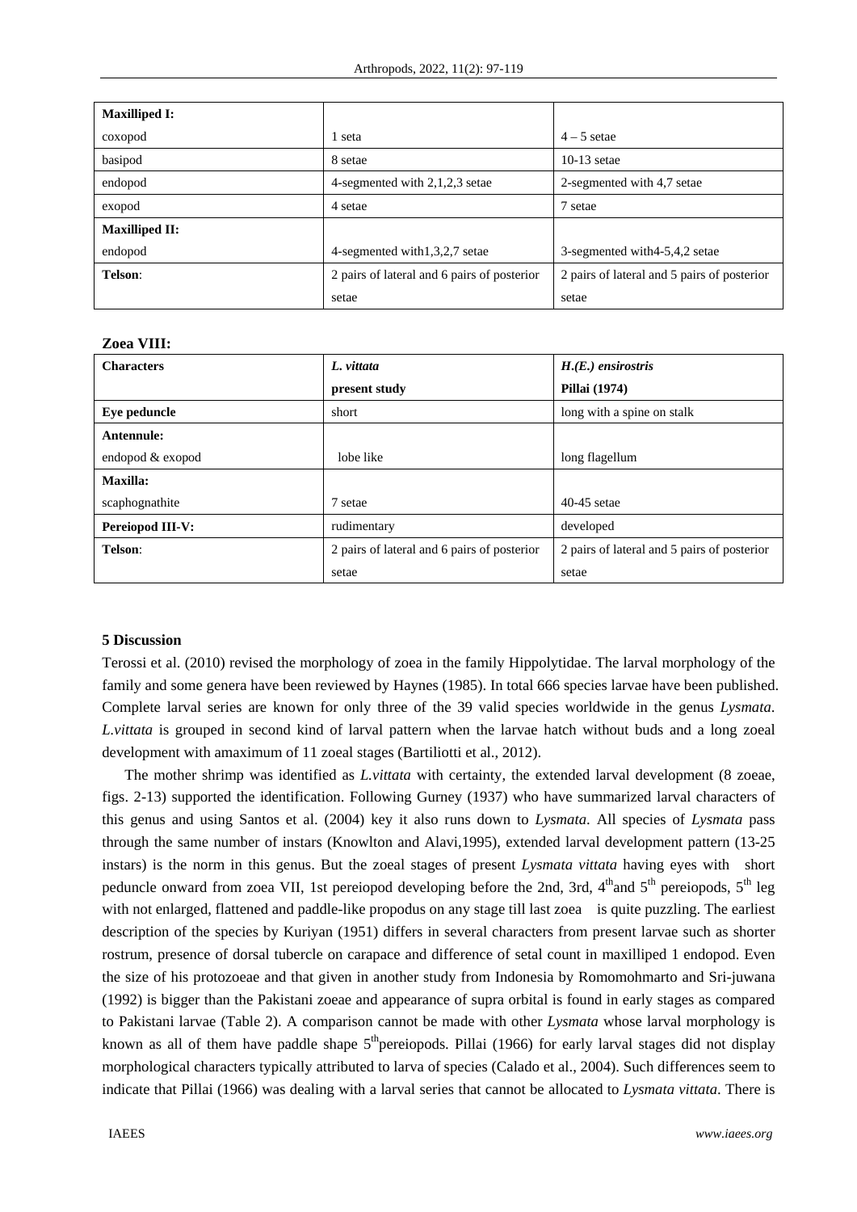| | | |
|---|---|---|
| **Maxilliped I:** | | |
| coxopod | 1 seta | 4 – 5 setae |
| basipod | 8 setae | 10-13 setae |
| endopod | 4-segmented with 2,1,2,3 setae | 2-segmented with 4,7 setae |
| exopod | 4 setae | 7 setae |
| **Maxilliped II:** | | |
| endopod | 4-segmented with1,3,2,7 setae | 3-segmented with4-5,4,2 setae |
| **Telson**: | 2 pairs of lateral and 6 pairs of posterior setae | 2 pairs of lateral and 5 pairs of posterior setae |

**Zoea VIII:**

| **Characters** | ***L. vittata*** **present study** | ***H.(E.) ensirostris*** **Pillai (1974)** |
|---|---|---|
| **Eye peduncle** | short | long with a spine on stalk |
| **Antennule:** | | |
| endopod & exopod | lobe like | long flagellum |
| **Maxilla:** | | |
| scaphognathite | 7 setae | 40-45 setae |
| **Pereiopod III-V:** | rudimentary | developed |
| **Telson**: | 2 pairs of lateral and 6 pairs of posterior setae | 2 pairs of lateral and 5 pairs of posterior setae |

## 5 Discussion

Terossi et al. (2010) revised the morphology of zoea in the family Hippolytidae. The larval morphology of the family and some genera have been reviewed by Haynes (1985). In total 666 species larvae have been published. Complete larval series are known for only three of the 39 valid species worldwide in the genus *Lysmata*. *L.vittata* is grouped in second kind of larval pattern when the larvae hatch without buds and a long zoeal development with amaximum of 11 zoeal stages (Bartiliotti et al., 2012).

The mother shrimp was identified as *L.vittata* with certainty, the extended larval development (8 zoeae, figs. 2-13) supported the identification. Following Gurney (1937) who have summarized larval characters of this genus and using Santos et al. (2004) key it also runs down to *Lysmata*. All species of *Lysmata* pass through the same number of instars (Knowlton and Alavi,1995), extended larval development pattern (13-25 instars) is the norm in this genus. But the zoeal stages of present *Lysmata vittata* having eyes with short peduncle onward from zoea VII, 1st pereiopod developing before the 2nd, 3rd, 4thand 5th pereiopods, 5th leg with not enlarged, flattened and paddle-like propodus on any stage till last zoea is quite puzzling. The earliest description of the species by Kuriyan (1951) differs in several characters from present larvae such as shorter rostrum, presence of dorsal tubercle on carapace and difference of setal count in maxilliped 1 endopod. Even the size of his protozoeae and that given in another study from Indonesia by Romomohmarto and Sri-juwana (1992) is bigger than the Pakistani zoeae and appearance of supra orbital is found in early stages as compared to Pakistani larvae (Table 2). A comparison cannot be made with other *Lysmata* whose larval morphology is known as all of them have paddle shape 5thpereiopods. Pillai (1966) for early larval stages did not display morphological characters typically attributed to larva of species (Calado et al., 2004). Such differences seem to indicate that Pillai (1966) was dealing with a larval series that cannot be allocated to *Lysmata vittata*. There is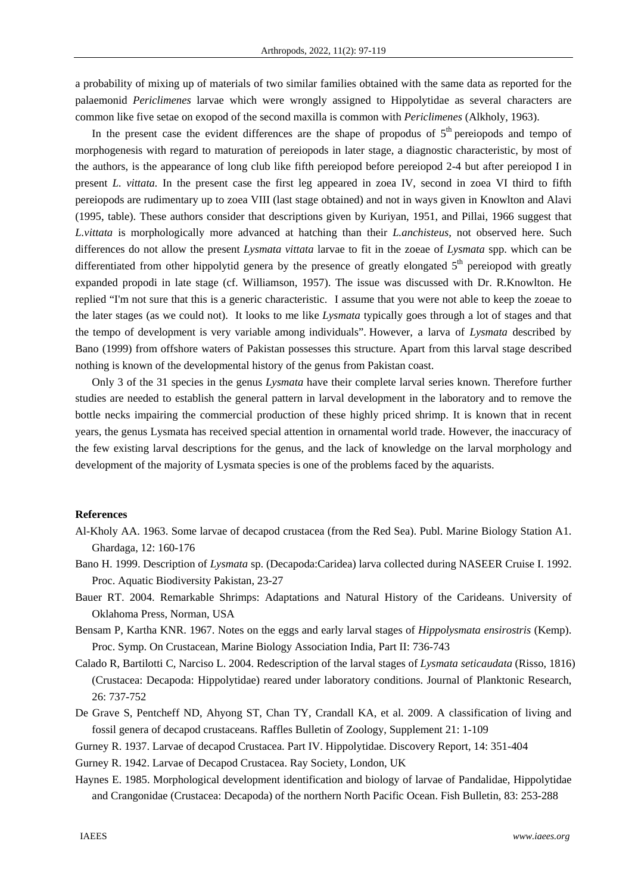a probability of mixing up of materials of two similar families obtained with the same data as reported for the palaemonid *Periclimenes* larvae which were wrongly assigned to Hippolytidae as several characters are common like five setae on exopod of the second maxilla is common with *Periclimenes* (Alkholy, 1963).

In the present case the evident differences are the shape of propodus of 5th pereiopods and tempo of morphogenesis with regard to maturation of pereiopods in later stage, a diagnostic characteristic, by most of the authors, is the appearance of long club like fifth pereiopod before pereiopod 2-4 but after pereiopod I in present *L. vittata.* In the present case the first leg appeared in zoea IV, second in zoea VI third to fifth pereiopods are rudimentary up to zoea VIII (last stage obtained) and not in ways given in Knowlton and Alavi (1995, table). These authors consider that descriptions given by Kuriyan, 1951, and Pillai, 1966 suggest that *L.vittata* is morphologically more advanced at hatching than their *L.anchisteus,* not observed here. Such differences do not allow the present *Lysmata vittata* larvae to fit in the zoeae of *Lysmata* spp. which can be differentiated from other hippolytid genera by the presence of greatly elongated 5th pereiopod with greatly expanded propodi in late stage (cf. Williamson, 1957). The issue was discussed with Dr. R.Knowlton. He replied "I'm not sure that this is a generic characteristic. I assume that you were not able to keep the zoeae to the later stages (as we could not). It looks to me like *Lysmata* typically goes through a lot of stages and that the tempo of development is very variable among individuals". However, a larva of *Lysmata* described by Bano (1999) from offshore waters of Pakistan possesses this structure. Apart from this larval stage described nothing is known of the developmental history of the genus from Pakistan coast.

Only 3 of the 31 species in the genus *Lysmata* have their complete larval series known. Therefore further studies are needed to establish the general pattern in larval development in the laboratory and to remove the bottle necks impairing the commercial production of these highly priced shrimp. It is known that in recent years, the genus Lysmata has received special attention in ornamental world trade. However, the inaccuracy of the few existing larval descriptions for the genus, and the lack of knowledge on the larval morphology and development of the majority of Lysmata species is one of the problems faced by the aquarists.

**References**

Al-Kholy AA. 1963. Some larvae of decapod crustacea (from the Red Sea). Publ. Marine Biology Station A1. Ghardaga, 12: 160-176

Bano H. 1999. Description of *Lysmata* sp. (Decapoda:Caridea) larva collected during NASEER Cruise I. 1992. Proc. Aquatic Biodiversity Pakistan, 23-27

Bauer RT. 2004. Remarkable Shrimps: Adaptations and Natural History of the Carideans. University of Oklahoma Press, Norman, USA

Bensam P, Kartha KNR. 1967. Notes on the eggs and early larval stages of *Hippolysmata ensirostris* (Kemp). Proc. Symp. On Crustacean, Marine Biology Association India, Part II: 736-743

Calado R, Bartilotti C, Narciso L. 2004. Redescription of the larval stages of *Lysmata seticaudata* (Risso, 1816) (Crustacea: Decapoda: Hippolytidae) reared under laboratory conditions. Journal of Planktonic Research, 26: 737-752

De Grave S, Pentcheff ND, Ahyong ST, Chan TY, Crandall KA, et al. 2009. A classification of living and fossil genera of decapod crustaceans. Raffles Bulletin of Zoology, Supplement 21: 1-109

Gurney R. 1937. Larvae of decapod Crustacea. Part IV. Hippolytidae. Discovery Report, 14: 351-404

Gurney R. 1942. Larvae of Decapod Crustacea. Ray Society, London, UK

Haynes E. 1985. Morphological development identification and biology of larvae of Pandalidae, Hippolytidae and Crangonidae (Crustacea: Decapoda) of the northern North Pacific Ocean. Fish Bulletin, 83: 253-288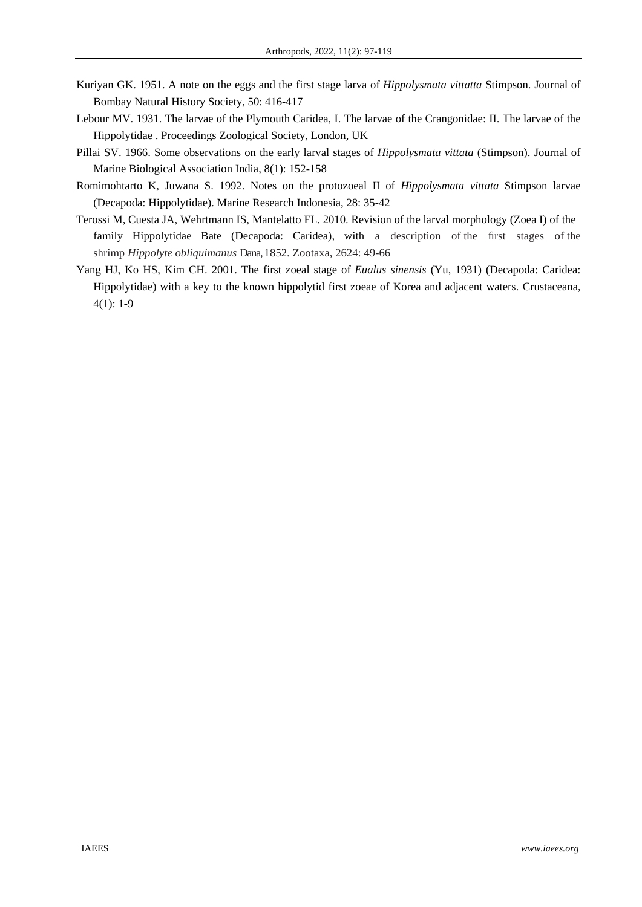Kuriyan GK. 1951. A note on the eggs and the first stage larva of *Hippolysmata vittatta* Stimpson. Journal of Bombay Natural History Society, 50: 416-417

Lebour MV. 1931. The larvae of the Plymouth Caridea, I. The larvae of the Crangonidae: II. The larvae of the Hippolytidae . Proceedings Zoological Society, London, UK

Pillai SV. 1966. Some observations on the early larval stages of *Hippolysmata vittata* (Stimpson). Journal of Marine Biological Association India, 8(1): 152-158

Romimohtarto K, Juwana S. 1992. Notes on the protozoeal II of *Hippolysmata vittata* Stimpson larvae (Decapoda: Hippolytidae). Marine Research Indonesia, 28: 35-42

Terossi M, Cuesta JA, Wehrtmann IS, Mantelatto FL. 2010. Revision of the larval morphology (Zoea I) of the family Hippolytidae Bate (Decapoda: Caridea), with a description of the first stages of the shrimp *Hippolyte obliquimanus* Dana, 1852. Zootaxa, 2624: 49-66

Yang HJ, Ko HS, Kim CH. 2001. The first zoeal stage of *Eualus sinensis* (Yu, 1931) (Decapoda: Caridea: Hippolytidae) with a key to the known hippolytid first zoeae of Korea and adjacent waters. Crustaceana, 4(1): 1-9